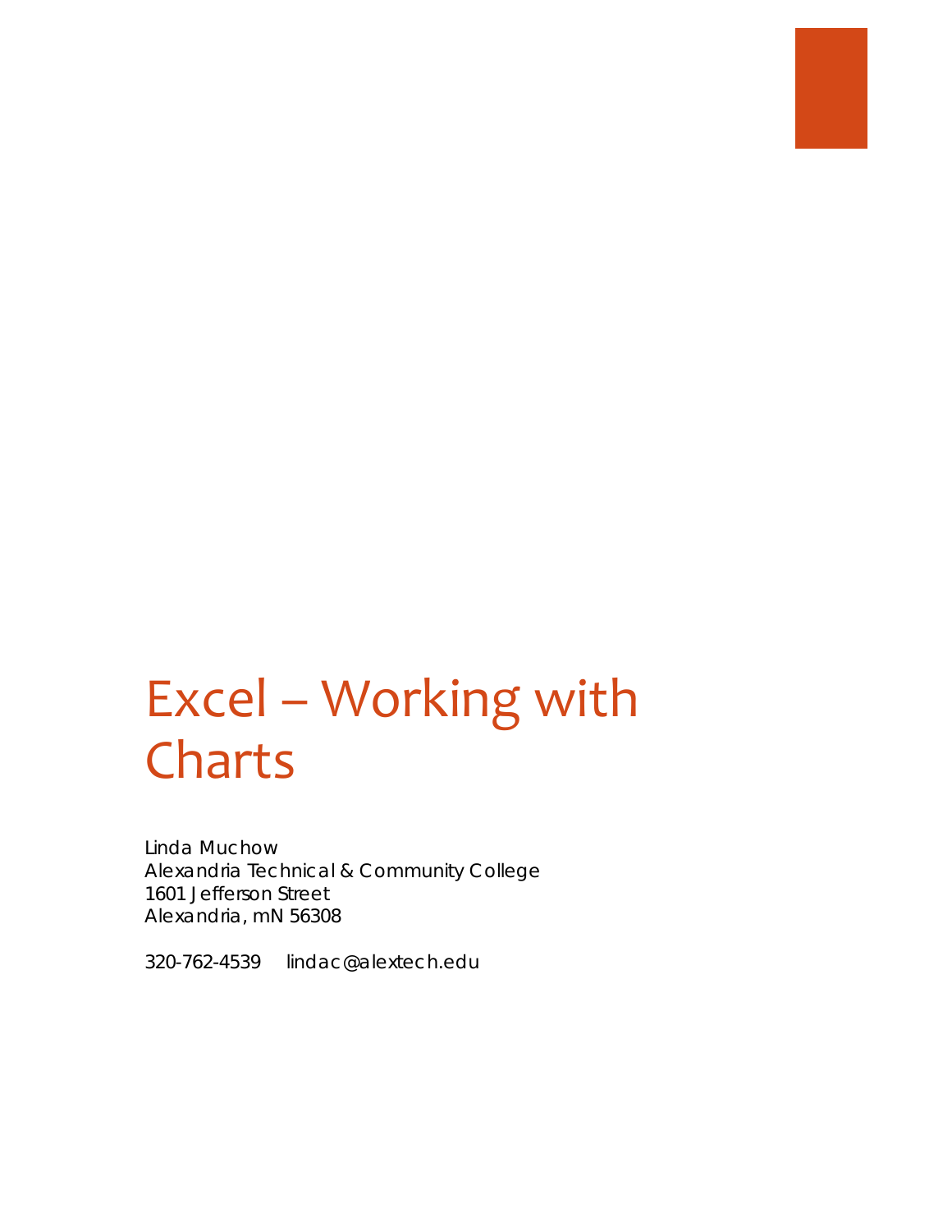# Excel – Working with Charts

Linda Muchow
Alexandria Technical & Community College
1601 Jefferson Street
Alexandria, mN 56308

320-762-4539    lindac@alextech.edu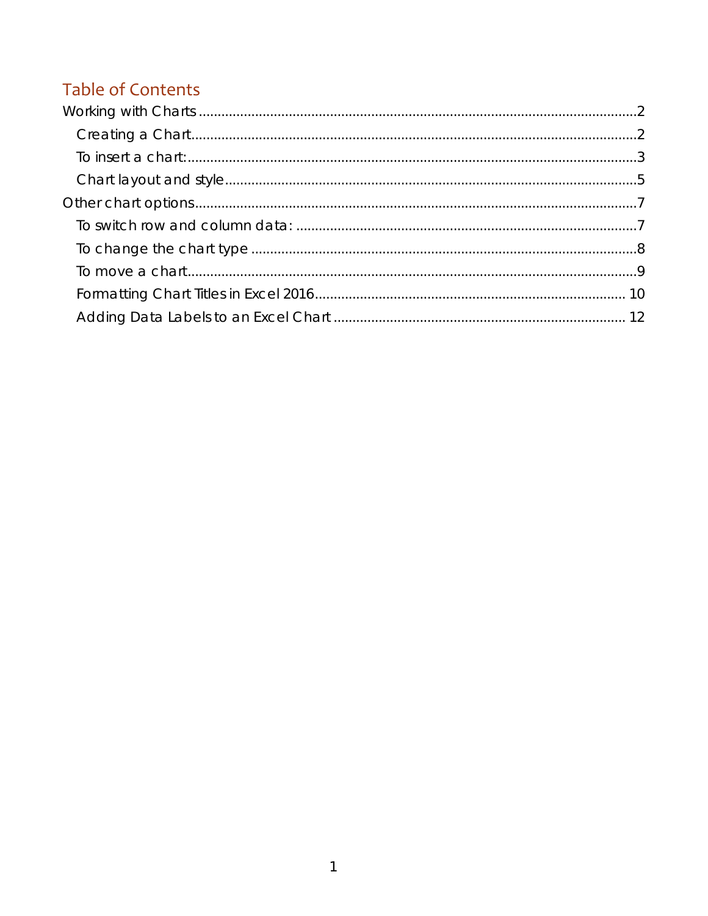## Table of Contents

Working with Charts ..... 2

- Creating a Chart ..... 2
- To insert a chart: ..... 3
- Chart layout and style ..... 5

Other chart options ..... 7

- To switch row and column data: ..... 7
- To change the chart type ..... 8
- To move a chart ..... 9
- Formatting Chart Titles in Excel 2016 ..... 10
- Adding Data Labels to an Excel Chart ..... 12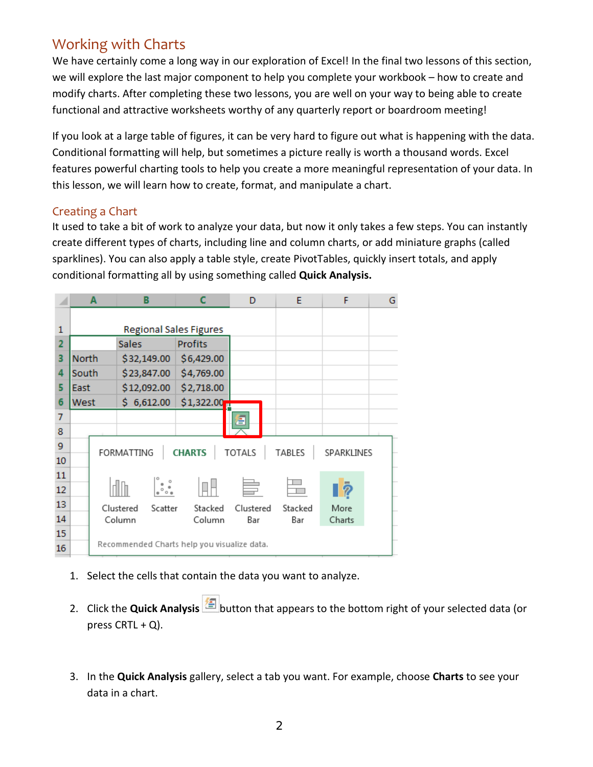## Working with Charts

We have certainly come a long way in our exploration of Excel! In the final two lessons of this section, we will explore the last major component to help you complete your workbook – how to create and modify charts. After completing these two lessons, you are well on your way to being able to create functional and attractive worksheets worthy of any quarterly report or boardroom meeting!

If you look at a large table of figures, it can be very hard to figure out what is happening with the data. Conditional formatting will help, but sometimes a picture really is worth a thousand words. Excel features powerful charting tools to help you create a more meaningful representation of your data. In this lesson, we will learn how to create, format, and manipulate a chart.

### Creating a Chart

It used to take a bit of work to analyze your data, but now it only takes a few steps. You can instantly create different types of charts, including line and column charts, or add miniature graphs (called sparklines). You can also apply a table style, create PivotTables, quickly insert totals, and apply conditional formatting all by using something called **Quick Analysis.**

1. Select the cells that contain the data you want to analyze.

2. Click the **Quick Analysis** button that appears to the bottom right of your selected data (or press CRTL + Q).

3. In the **Quick Analysis** gallery, select a tab you want. For example, choose **Charts** to see your data in a chart.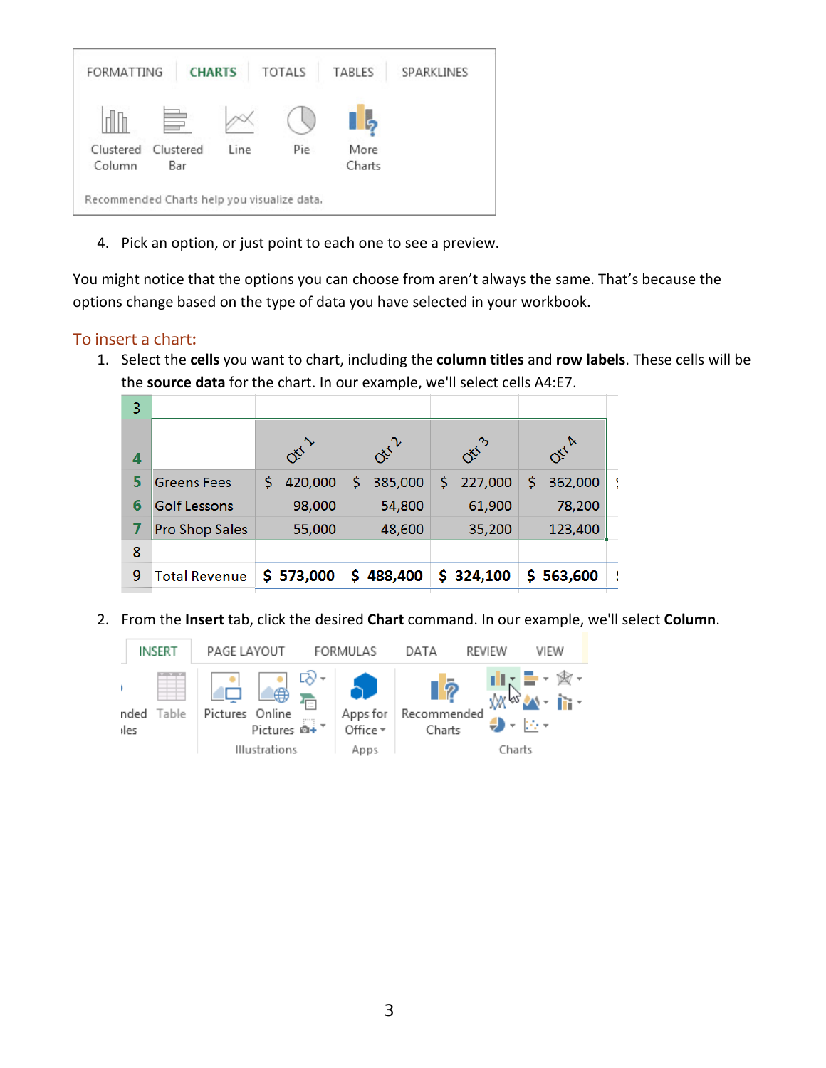4. Pick an option, or just point to each one to see a preview.

You might notice that the options you can choose from aren't always the same. That's because the options change based on the type of data you have selected in your workbook.

## To insert a chart:

1. Select the **cells** you want to chart, including the **column titles** and **row labels**. These cells will be the **source data** for the chart. In our example, we'll select cells A4:E7.

| | | Qtr 1 | Qtr 2 | Qtr 3 | Qtr 4 |
|---|---|---|---|---|---|
| 5 | Greens Fees | $ 420,000 | $ 385,000 | $ 227,000 | $ 362,000 |
| 6 | Golf Lessons | 98,000 | 54,800 | 61,900 | 78,200 |
| 7 | Pro Shop Sales | 55,000 | 48,600 | 35,200 | 123,400 |
| 8 | | | | | |
| 9 | Total Revenue | $ 573,000 | $ 488,400 | $ 324,100 | $ 563,600 |

2. From the **Insert** tab, click the desired **Chart** command. In our example, we'll select **Column**.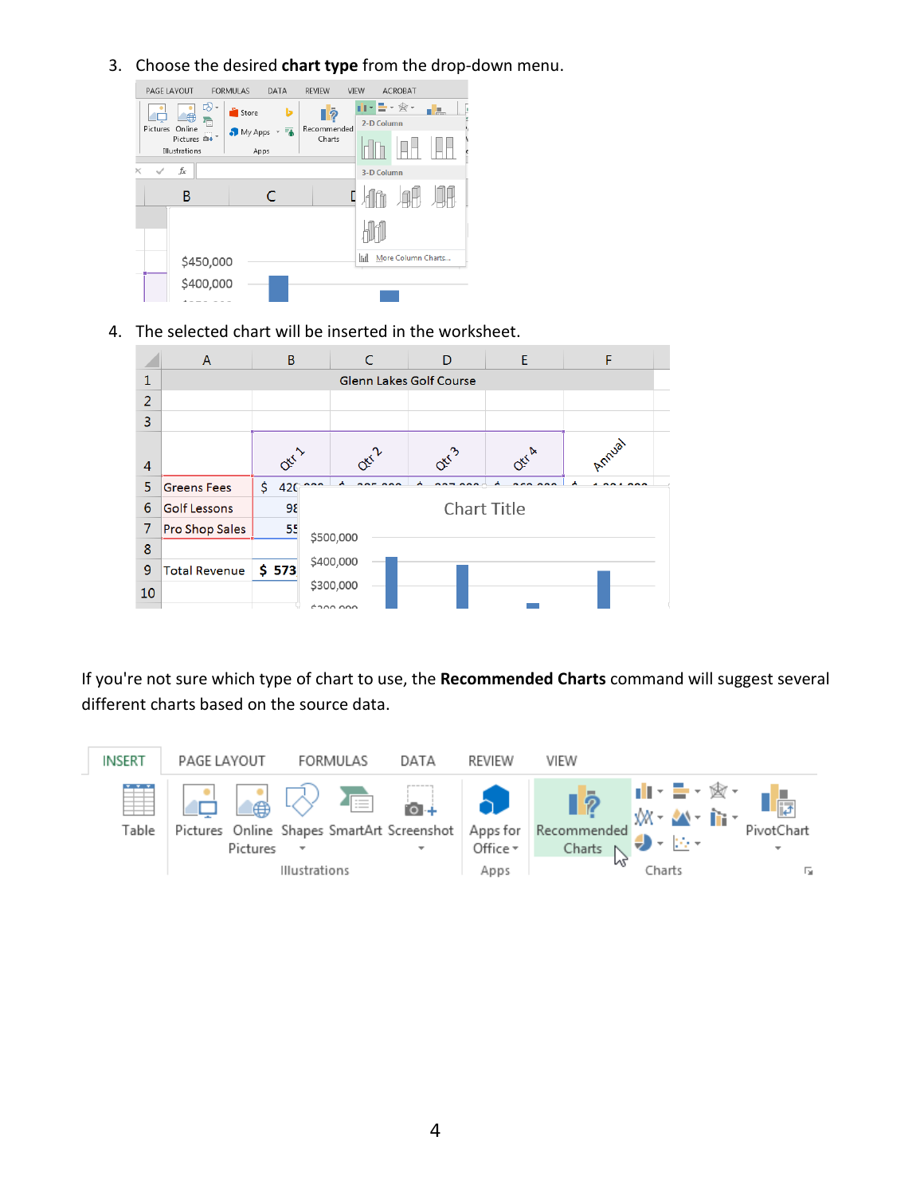3. Choose the desired **chart type** from the drop-down menu.

4. The selected chart will be inserted in the worksheet.

If you're not sure which type of chart to use, the **Recommended Charts** command will suggest several different charts based on the source data.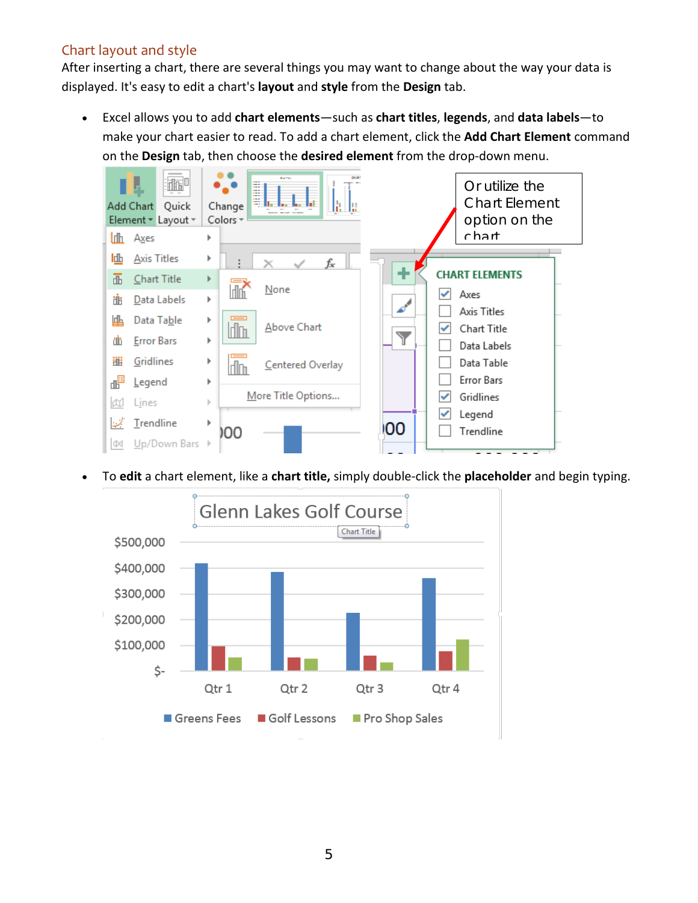## Chart layout and style

After inserting a chart, there are several things you may want to change about the way your data is displayed. It's easy to edit a chart's **layout** and **style** from the **Design** tab.

- Excel allows you to add **chart elements**—such as **chart titles**, **legends**, and **data labels**—to make your chart easier to read. To add a chart element, click the **Add Chart Element** command on the **Design** tab, then choose the **desired element** from the drop-down menu.

- To **edit** a chart element, like a **chart title,** simply double-click the **placeholder** and begin typing.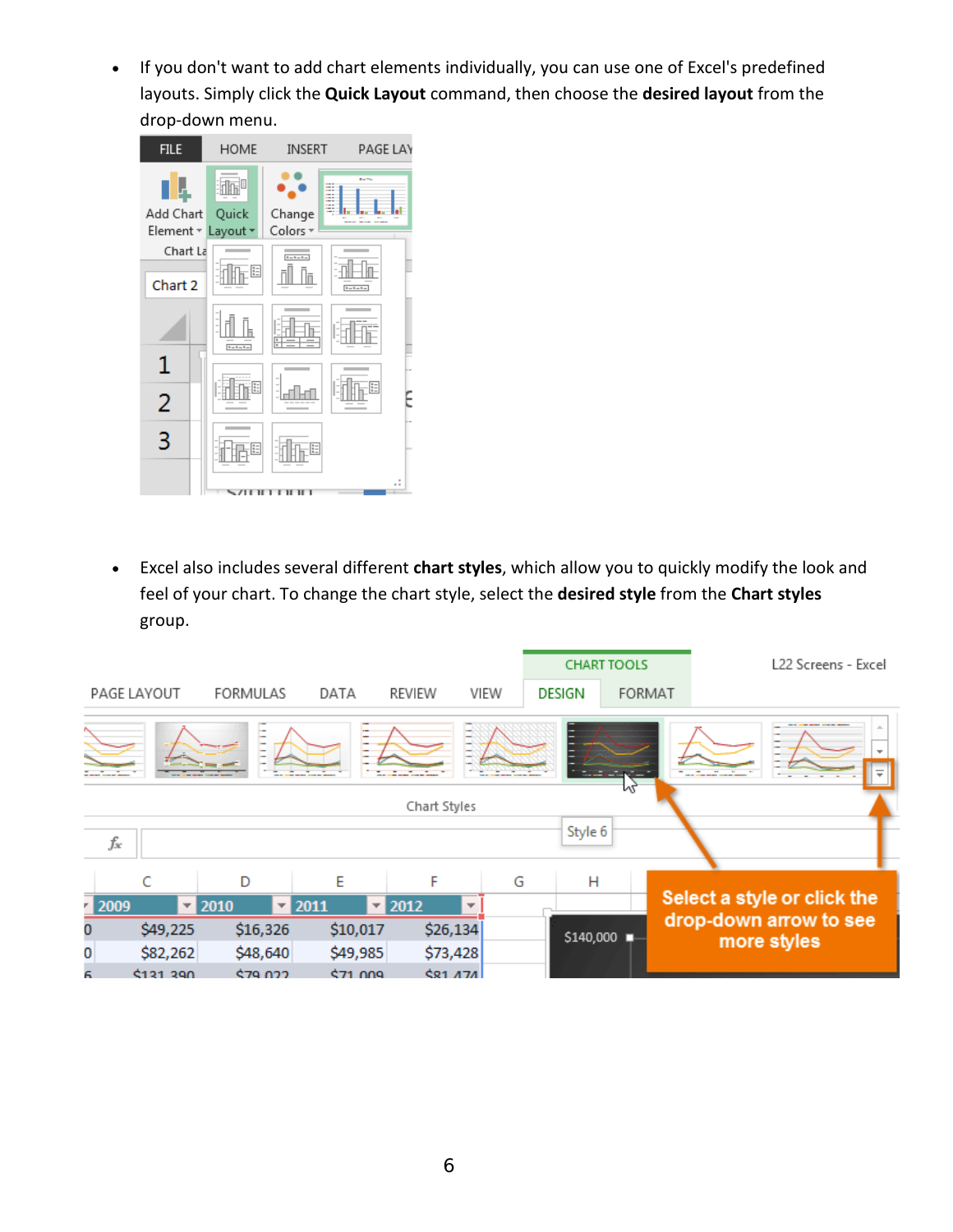- If you don't want to add chart elements individually, you can use one of Excel's predefined layouts. Simply click the **Quick Layout** command, then choose the **desired layout** from the drop-down menu.

- Excel also includes several different **chart styles**, which allow you to quickly modify the look and feel of your chart. To change the chart style, select the **desired style** from the **Chart styles** group.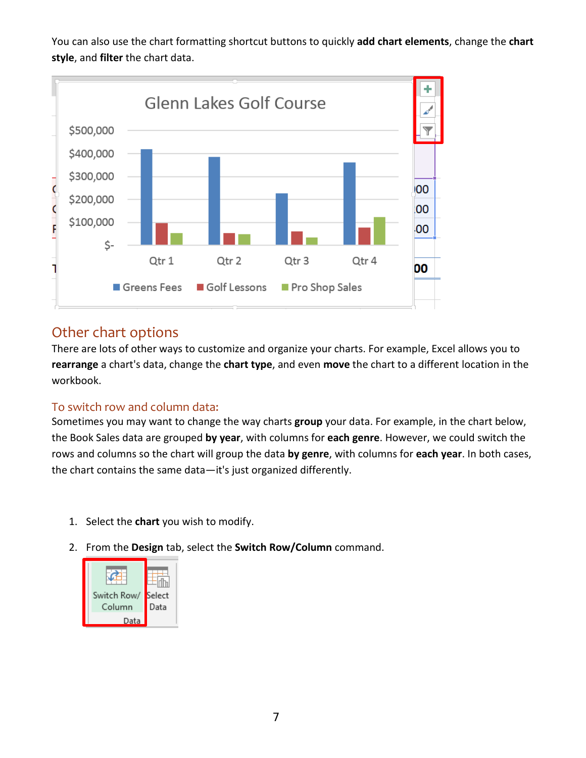You can also use the chart formatting shortcut buttons to quickly **add chart elements**, change the **chart style**, and **filter** the chart data.

## Other chart options

There are lots of other ways to customize and organize your charts. For example, Excel allows you to **rearrange** a chart's data, change the **chart type**, and even **move** the chart to a different location in the workbook.

### To switch row and column data:

Sometimes you may want to change the way charts **group** your data. For example, in the chart below, the Book Sales data are grouped **by year**, with columns for **each genre**. However, we could switch the rows and columns so the chart will group the data **by genre**, with columns for **each year**. In both cases, the chart contains the same data—it's just organized differently.

1. Select the **chart** you wish to modify.
2. From the **Design** tab, select the **Switch Row/Column** command.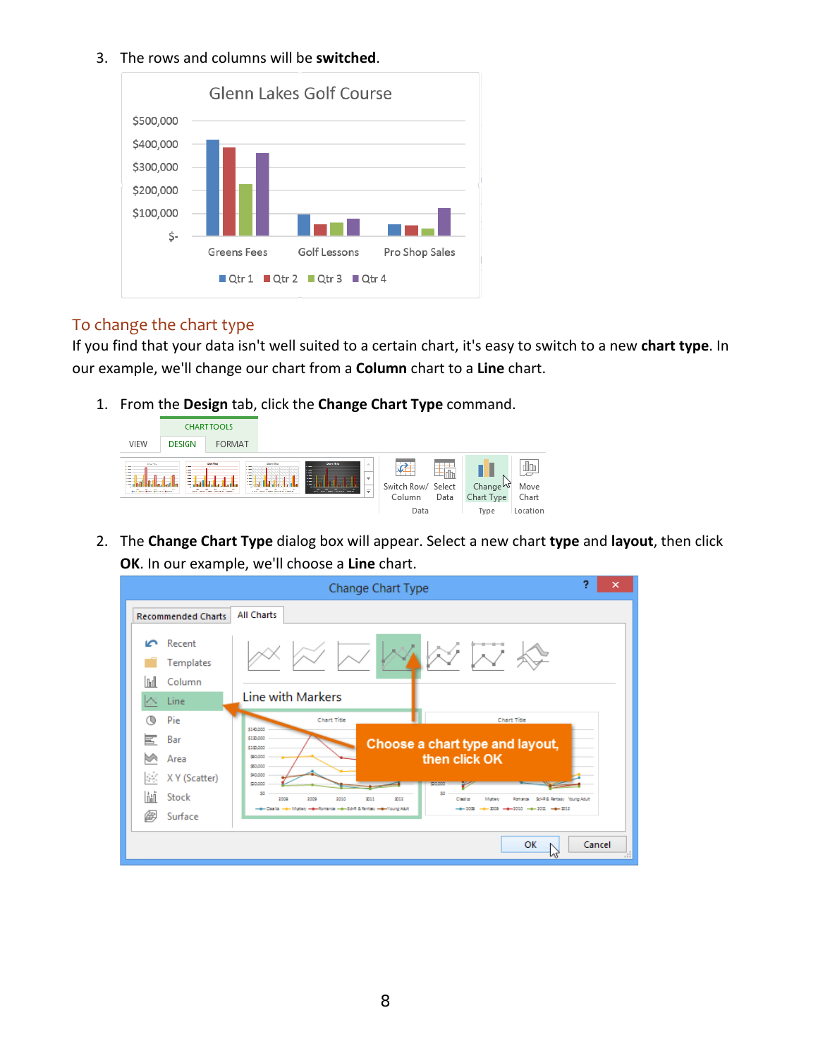3. The rows and columns will be **switched**.

## To change the chart type

If you find that your data isn't well suited to a certain chart, it's easy to switch to a new **chart type**. In our example, we'll change our chart from a **Column** chart to a **Line** chart.

1. From the **Design** tab, click the **Change Chart Type** command.

2. The **Change Chart Type** dialog box will appear. Select a new chart **type** and **layout**, then click **OK**. In our example, we'll choose a **Line** chart.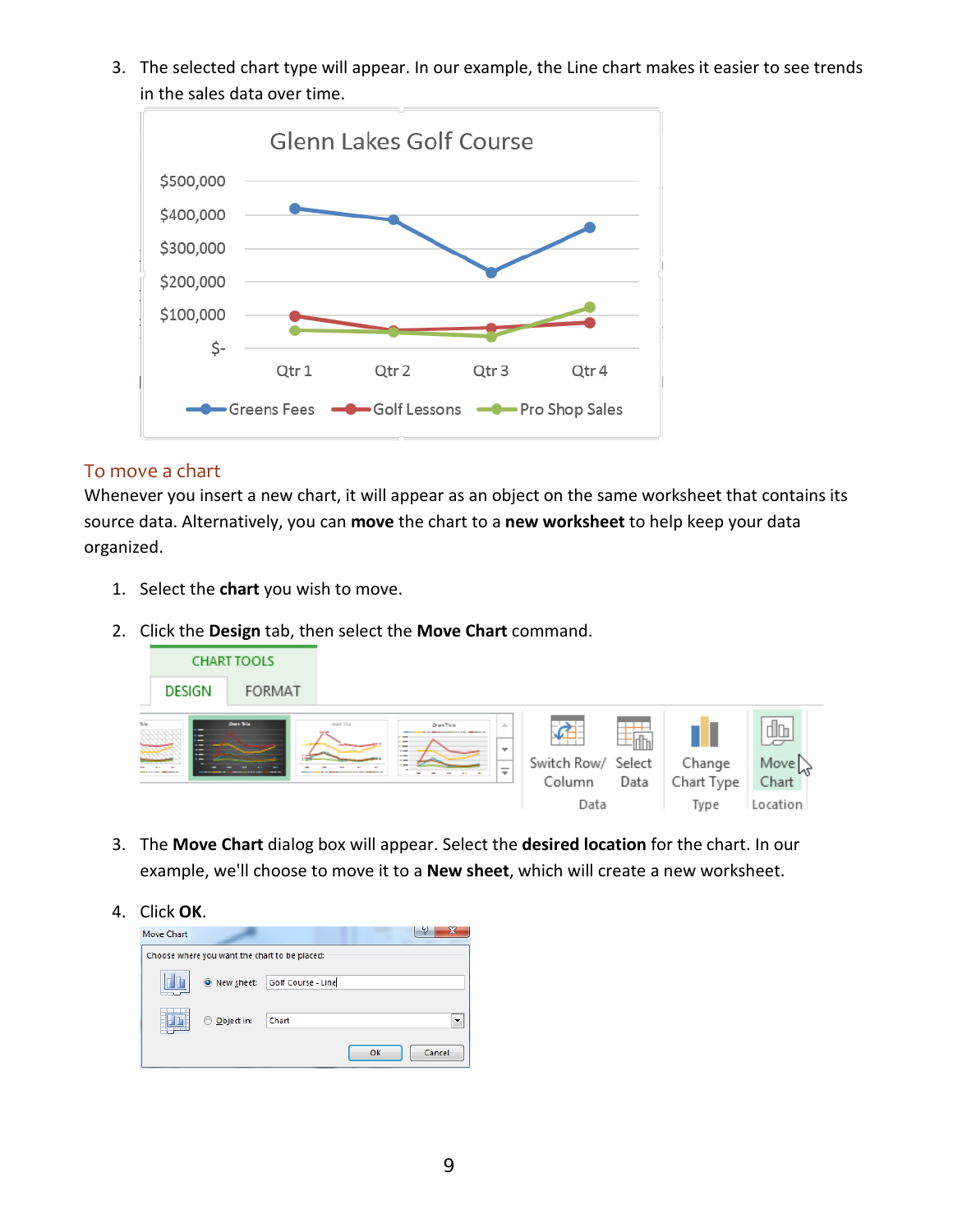3. The selected chart type will appear. In our example, the Line chart makes it easier to see trends in the sales data over time.

## To move a chart

Whenever you insert a new chart, it will appear as an object on the same worksheet that contains its source data. Alternatively, you can **move** the chart to a **new worksheet** to help keep your data organized.

1. Select the **chart** you wish to move.

2. Click the **Design** tab, then select the **Move Chart** command.

3. The **Move Chart** dialog box will appear. Select the **desired location** for the chart. In our example, we'll choose to move it to a **New sheet**, which will create a new worksheet.

4. Click **OK**.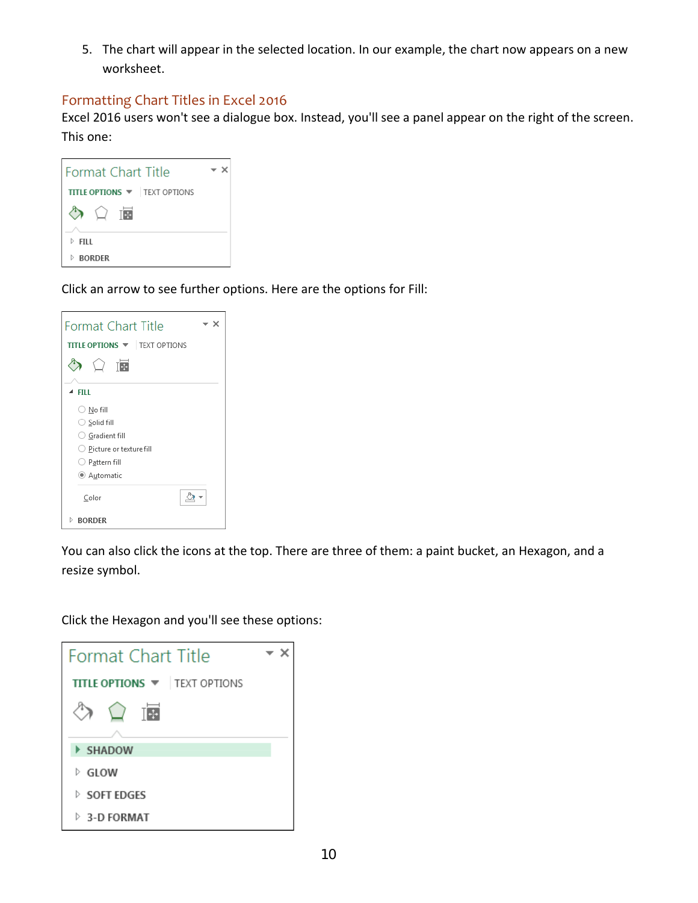5. The chart will appear in the selected location. In our example, the chart now appears on a new worksheet.

## Formatting Chart Titles in Excel 2016

Excel 2016 users won't see a dialogue box. Instead, you'll see a panel appear on the right of the screen. This one:

Format Chart Title

TITLE OPTIONS | TEXT OPTIONS

FILL

BORDER

Click an arrow to see further options. Here are the options for Fill:

Format Chart Title

TITLE OPTIONS | TEXT OPTIONS

FILL

- No fill
- Solid fill
- Gradient fill
- Picture or texture fill
- Pattern fill
- Automatic

Color

BORDER

You can also click the icons at the top. There are three of them: a paint bucket, an Hexagon, and a resize symbol.

Click the Hexagon and you'll see these options:

Format Chart Title

TITLE OPTIONS | TEXT OPTIONS

SHADOW

GLOW

SOFT EDGES

3-D FORMAT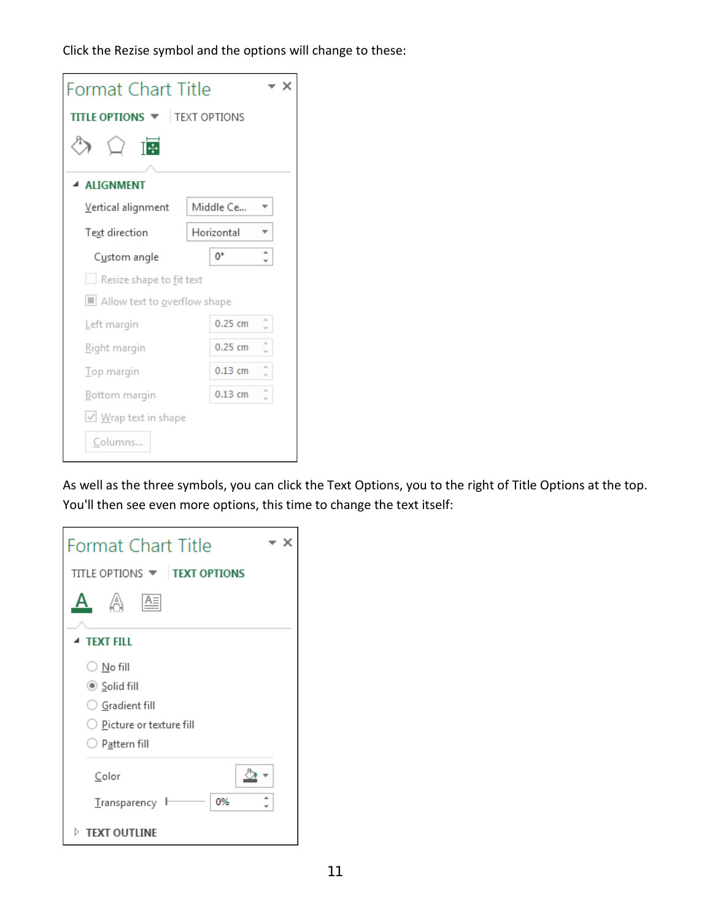Click the Rezise symbol and the options will change to these:

As well as the three symbols, you can click the Text Options, you to the right of Title Options at the top. You'll then see even more options, this time to change the text itself: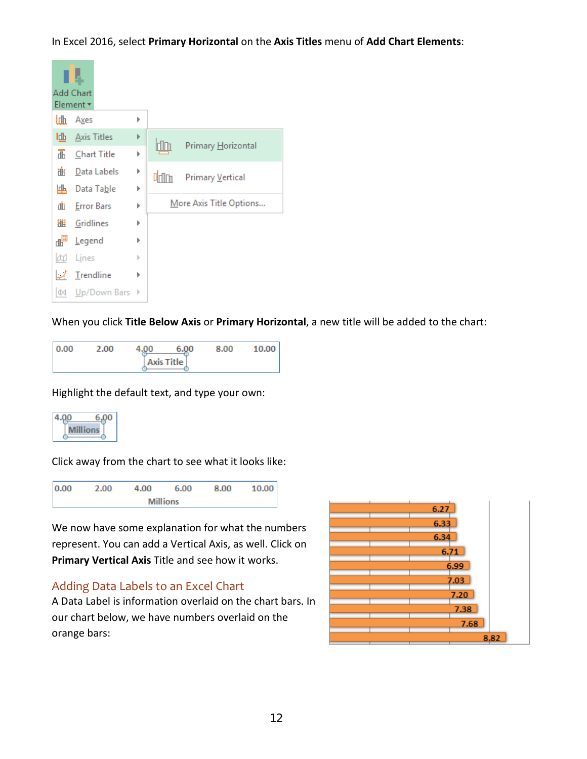In Excel 2016, select **Primary Horizontal** on the **Axis Titles** menu of **Add Chart Elements**:

Add Chart Element

Axes
Axis Titles
Chart Title
Data Labels
Data Table
Error Bars
Gridlines
Legend
Lines
Trendline
Up/Down Bars

Primary Horizontal
Primary Vertical
More Axis Title Options...

When you click **Title Below Axis** or **Primary Horizontal**, a new title will be added to the chart:

0.00 2.00 4.00 6.00 8.00 10.00
Axis Title

Highlight the default text, and type your own:

4.00 6.00
Millions

Click away from the chart to see what it looks like:

0.00 2.00 4.00 6.00 8.00 10.00
Millions

We now have some explanation for what the numbers represent. You can add a Vertical Axis, as well. Click on **Primary Vertical Axis** Title and see how it works.

## Adding Data Labels to an Excel Chart

A Data Label is information overlaid on the chart bars. In our chart below, we have numbers overlaid on the orange bars:

6.27
6.33
6.34
6.71
6.99
7.03
7.20
7.38
7.68
8.82